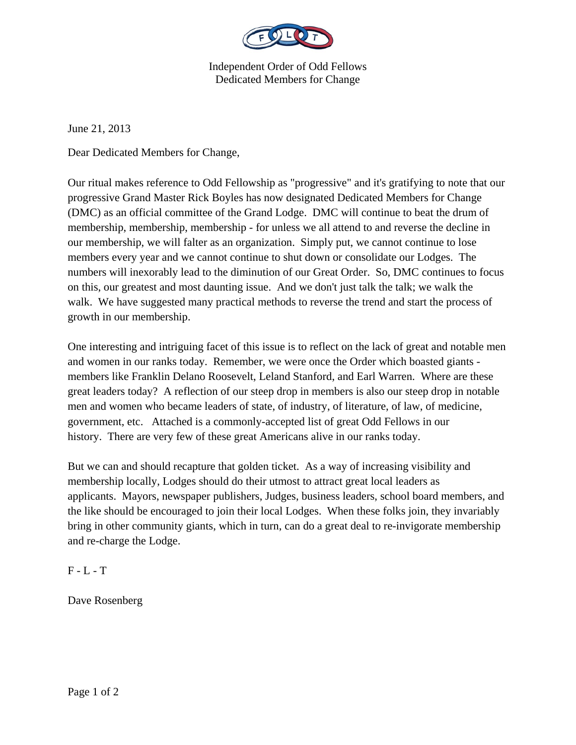Independent Order of Odd Fellows
Dedicated Members for Change

June 21, 2013

Dear Dedicated Members for Change,

Our ritual makes reference to Odd Fellowship as "progressive" and it's gratifying to note that our progressive Grand Master Rick Boyles has now designated Dedicated Members for Change (DMC) as an official committee of the Grand Lodge. DMC will continue to beat the drum of membership, membership, membership - for unless we all attend to and reverse the decline in our membership, we will falter as an organization. Simply put, we cannot continue to lose members every year and we cannot continue to shut down or consolidate our Lodges. The numbers will inexorably lead to the diminution of our Great Order. So, DMC continues to focus on this, our greatest and most daunting issue. And we don't just talk the talk; we walk the walk. We have suggested many practical methods to reverse the trend and start the process of growth in our membership.

One interesting and intriguing facet of this issue is to reflect on the lack of great and notable men and women in our ranks today. Remember, we were once the Order which boasted giants - members like Franklin Delano Roosevelt, Leland Stanford, and Earl Warren. Where are these great leaders today? A reflection of our steep drop in members is also our steep drop in notable men and women who became leaders of state, of industry, of literature, of law, of medicine, government, etc. Attached is a commonly-accepted list of great Odd Fellows in our history. There are very few of these great Americans alive in our ranks today.

But we can and should recapture that golden ticket. As a way of increasing visibility and membership locally, Lodges should do their utmost to attract great local leaders as applicants. Mayors, newspaper publishers, Judges, business leaders, school board members, and the like should be encouraged to join their local Lodges. When these folks join, they invariably bring in other community giants, which in turn, can do a great deal to re-invigorate membership and re-charge the Lodge.

F - L - T

Dave Rosenberg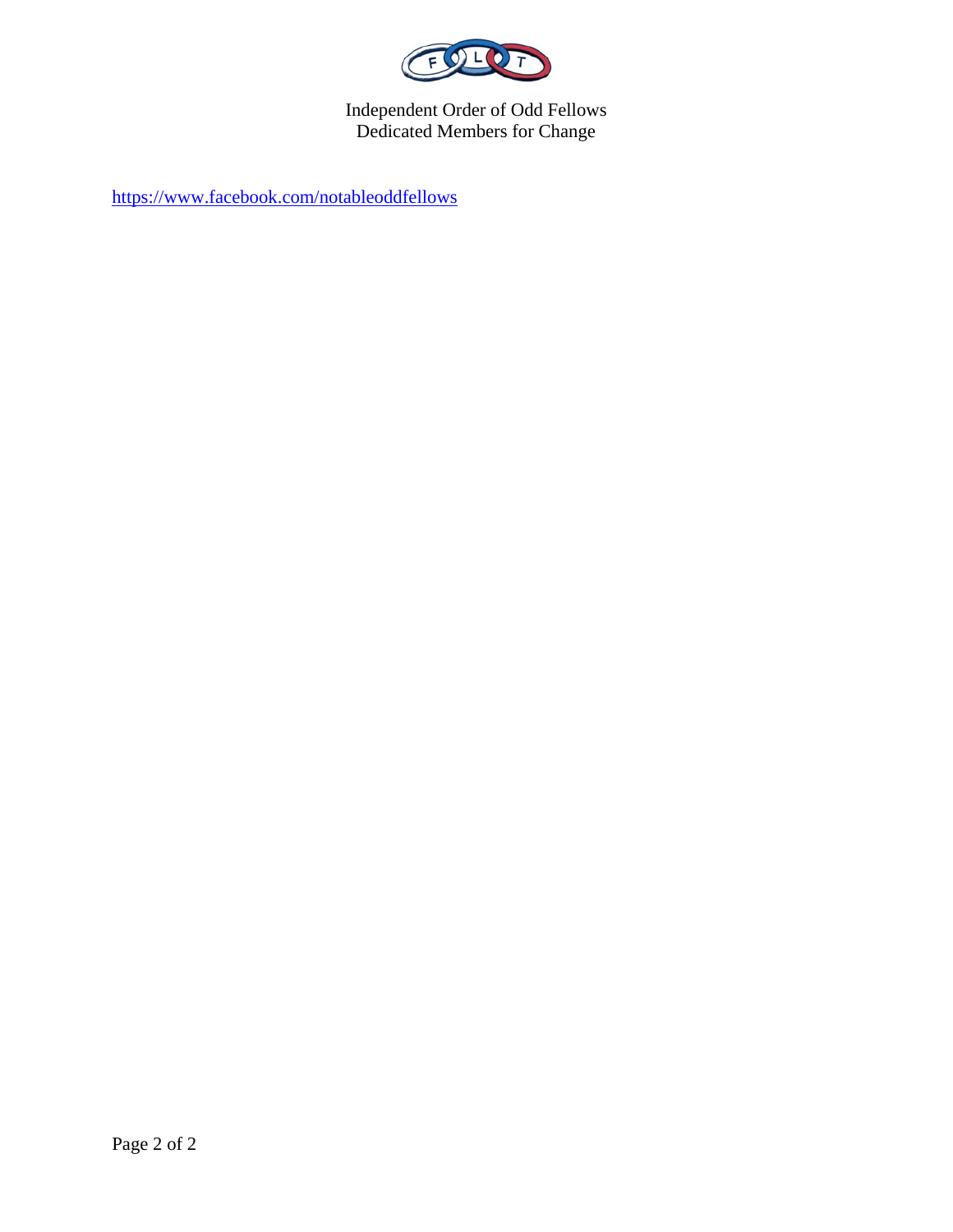Independent Order of Odd Fellows
Dedicated Members for Change

https://www.facebook.com/notableoddfellows